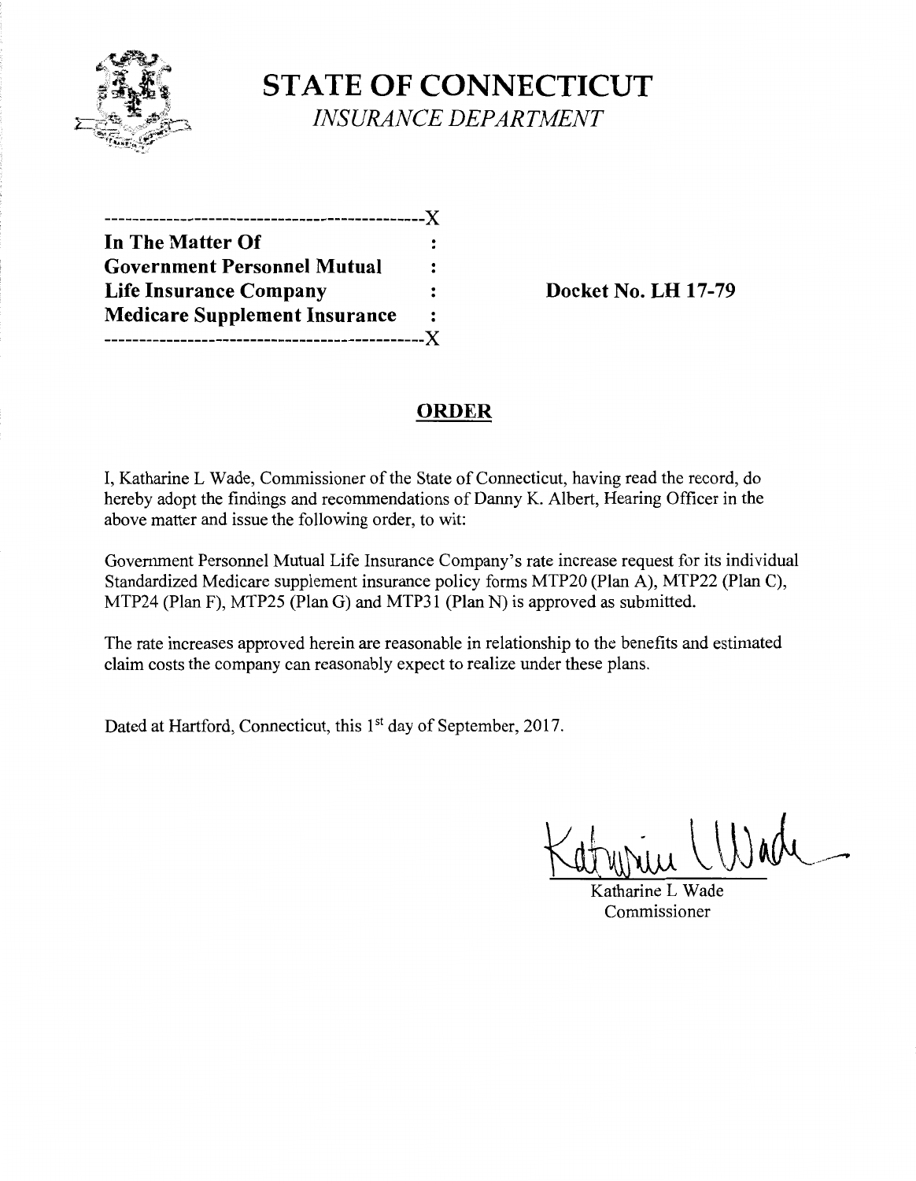# STATE OF CONNECTICUT

*INSURANCE DEPARTMENT*

```
----------------------------------------------X
In The Matter Of                              :
Government Personnel Mutual                   :
Life Insurance Company                        :
Medicare Supplement Insurance                 :
----------------------------------------------X
```

**Docket No. LH 17-79**

## ORDER

I, Katharine L Wade, Commissioner of the State of Connecticut, having read the record, do hereby adopt the findings and recommendations of Danny K. Albert, Hearing Officer in the above matter and issue the following order, to wit:

Government Personnel Mutual Life Insurance Company's rate increase request for its individual Standardized Medicare supplement insurance policy forms MTP20 (Plan A), MTP22 (Plan C), MTP24 (Plan F), MTP25 (Plan G) and MTP31 (Plan N) is approved as submitted.

The rate increases approved herein are reasonable in relationship to the benefits and estimated claim costs the company can reasonably expect to realize under these plans.

Dated at Hartford, Connecticut, this 1st day of September, 2017.

Katharine L Wade
Commissioner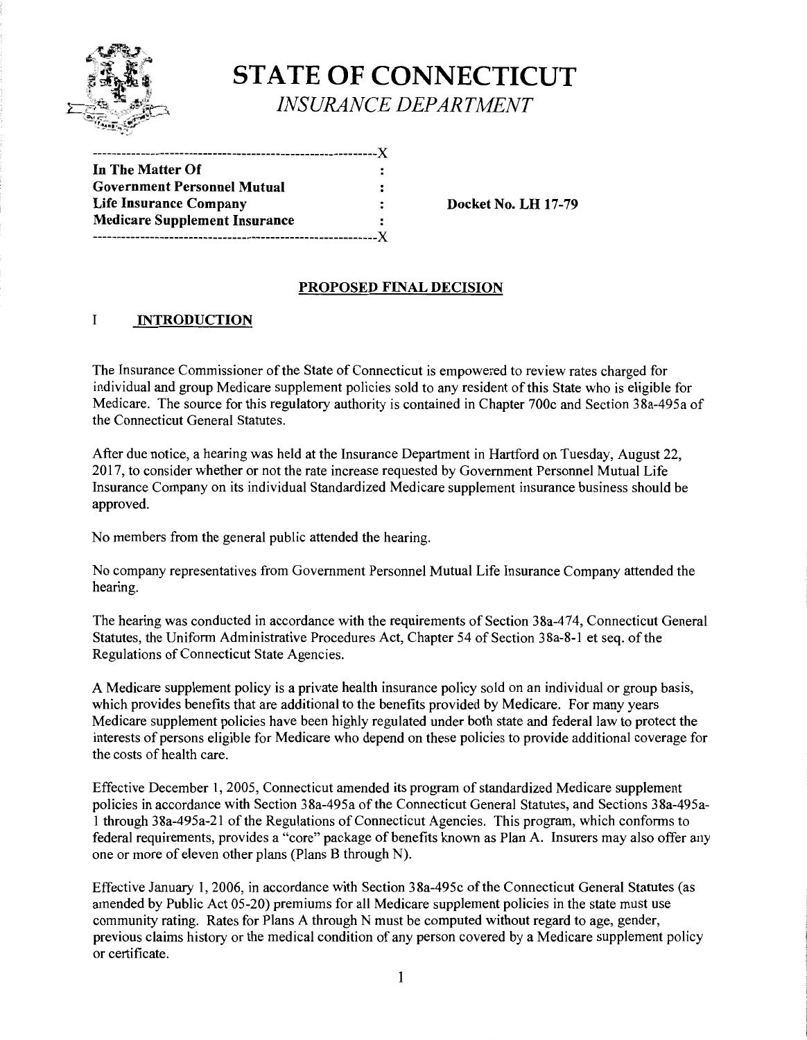# STATE OF CONNECTICUT

*INSURANCE DEPARTMENT*

| In The Matter Of | : | |
|---|---|---|
| Government Personnel Mutual | : | |
| Life Insurance Company | : | Docket No. LH 17-79 |
| Medicare Supplement Insurance | : | |

## PROPOSED FINAL DECISION

### I INTRODUCTION

The Insurance Commissioner of the State of Connecticut is empowered to review rates charged for individual and group Medicare supplement policies sold to any resident of this State who is eligible for Medicare. The source for this regulatory authority is contained in Chapter 700c and Section 38a-495a of the Connecticut General Statutes.

After due notice, a hearing was held at the Insurance Department in Hartford on Tuesday, August 22, 2017, to consider whether or not the rate increase requested by Government Personnel Mutual Life Insurance Company on its individual Standardized Medicare supplement insurance business should be approved.

No members from the general public attended the hearing.

No company representatives from Government Personnel Mutual Life Insurance Company attended the hearing.

The hearing was conducted in accordance with the requirements of Section 38a-474, Connecticut General Statutes, the Uniform Administrative Procedures Act, Chapter 54 of Section 38a-8-1 et seq. of the Regulations of Connecticut State Agencies.

A Medicare supplement policy is a private health insurance policy sold on an individual or group basis, which provides benefits that are additional to the benefits provided by Medicare. For many years Medicare supplement policies have been highly regulated under both state and federal law to protect the interests of persons eligible for Medicare who depend on these policies to provide additional coverage for the costs of health care.

Effective December 1, 2005, Connecticut amended its program of standardized Medicare supplement policies in accordance with Section 38a-495a of the Connecticut General Statutes, and Sections 38a-495a-1 through 38a-495a-21 of the Regulations of Connecticut Agencies. This program, which conforms to federal requirements, provides a "core" package of benefits known as Plan A. Insurers may also offer any one or more of eleven other plans (Plans B through N).

Effective January 1, 2006, in accordance with Section 38a-495c of the Connecticut General Statutes (as amended by Public Act 05-20) premiums for all Medicare supplement policies in the state must use community rating. Rates for Plans A through N must be computed without regard to age, gender, previous claims history or the medical condition of any person covered by a Medicare supplement policy or certificate.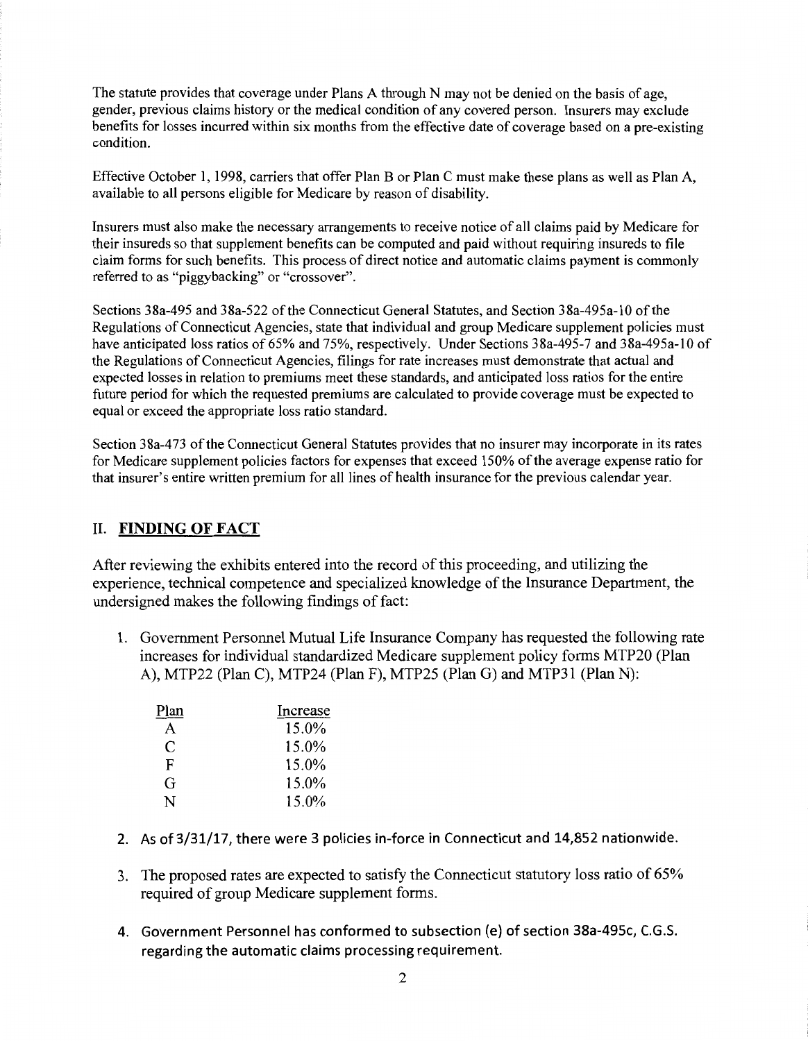The statute provides that coverage under Plans A through N may not be denied on the basis of age, gender, previous claims history or the medical condition of any covered person. Insurers may exclude benefits for losses incurred within six months from the effective date of coverage based on a pre-existing condition.

Effective October 1, 1998, carriers that offer Plan B or Plan C must make these plans as well as Plan A, available to all persons eligible for Medicare by reason of disability.

Insurers must also make the necessary arrangements to receive notice of all claims paid by Medicare for their insureds so that supplement benefits can be computed and paid without requiring insureds to file claim forms for such benefits. This process of direct notice and automatic claims payment is commonly referred to as "piggybacking" or "crossover".

Sections 38a-495 and 38a-522 of the Connecticut General Statutes, and Section 38a-495a-10 of the Regulations of Connecticut Agencies, state that individual and group Medicare supplement policies must have anticipated loss ratios of 65% and 75%, respectively. Under Sections 38a-495-7 and 38a-495a-10 of the Regulations of Connecticut Agencies, filings for rate increases must demonstrate that actual and expected losses in relation to premiums meet these standards, and anticipated loss ratios for the entire future period for which the requested premiums are calculated to provide coverage must be expected to equal or exceed the appropriate loss ratio standard.

Section 38a-473 of the Connecticut General Statutes provides that no insurer may incorporate in its rates for Medicare supplement policies factors for expenses that exceed 150% of the average expense ratio for that insurer's entire written premium for all lines of health insurance for the previous calendar year.

## II. FINDING OF FACT

After reviewing the exhibits entered into the record of this proceeding, and utilizing the experience, technical competence and specialized knowledge of the Insurance Department, the undersigned makes the following findings of fact:

1. Government Personnel Mutual Life Insurance Company has requested the following rate increases for individual standardized Medicare supplement policy forms MTP20 (Plan A), MTP22 (Plan C), MTP24 (Plan F), MTP25 (Plan G) and MTP31 (Plan N):

| Plan | Increase |
|---|---|
| A | 15.0% |
| C | 15.0% |
| F | 15.0% |
| G | 15.0% |
| N | 15.0% |

2. As of 3/31/17, there were 3 policies in-force in Connecticut and 14,852 nationwide.

3. The proposed rates are expected to satisfy the Connecticut statutory loss ratio of 65% required of group Medicare supplement forms.

4. Government Personnel has conformed to subsection (e) of section 38a-495c, C.G.S. regarding the automatic claims processing requirement.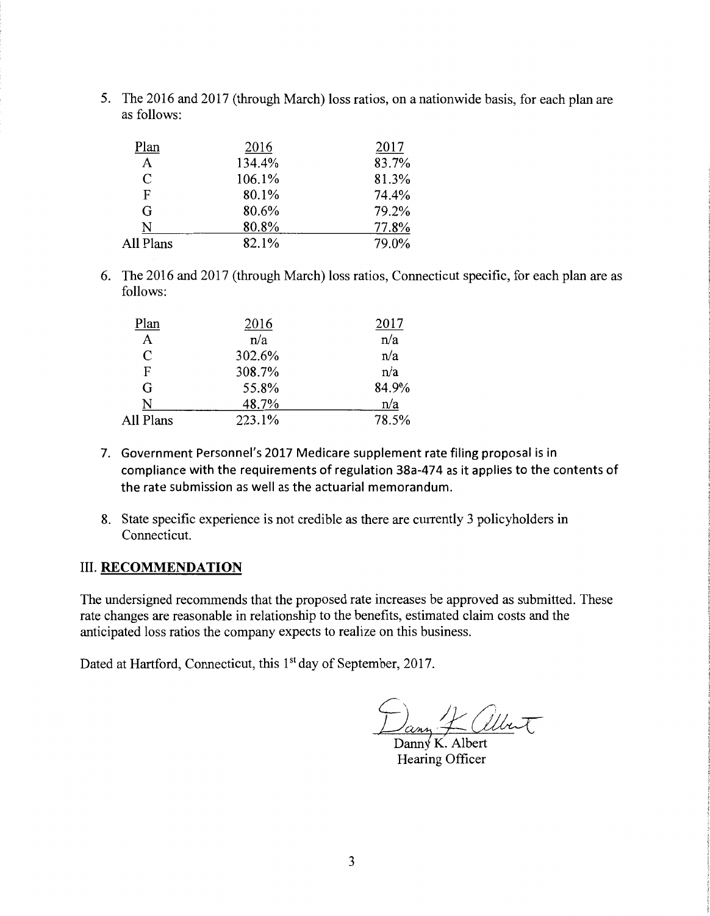5. The 2016 and 2017 (through March) loss ratios, on a nationwide basis, for each plan are as follows:

| Plan | 2016 | 2017 |
|---|---|---|
| A | 134.4% | 83.7% |
| C | 106.1% | 81.3% |
| F | 80.1% | 74.4% |
| G | 80.6% | 79.2% |
| N | 80.8% | 77.8% |
| All Plans | 82.1% | 79.0% |

6. The 2016 and 2017 (through March) loss ratios, Connecticut specific, for each plan are as follows:

| Plan | 2016 | 2017 |
|---|---|---|
| A | n/a | n/a |
| C | 302.6% | n/a |
| F | 308.7% | n/a |
| G | 55.8% | 84.9% |
| N | 48.7% | n/a |
| All Plans | 223.1% | 78.5% |

7. Government Personnel's 2017 Medicare supplement rate filing proposal is in compliance with the requirements of regulation 38a-474 as it applies to the contents of the rate submission as well as the actuarial memorandum.

8. State specific experience is not credible as there are currently 3 policyholders in Connecticut.

## III. **RECOMMENDATION**

The undersigned recommends that the proposed rate increases be approved as submitted. These rate changes are reasonable in relationship to the benefits, estimated claim costs and the anticipated loss ratios the company expects to realize on this business.

Dated at Hartford, Connecticut, this 1st day of September, 2017.

Danny K. Albert
Hearing Officer